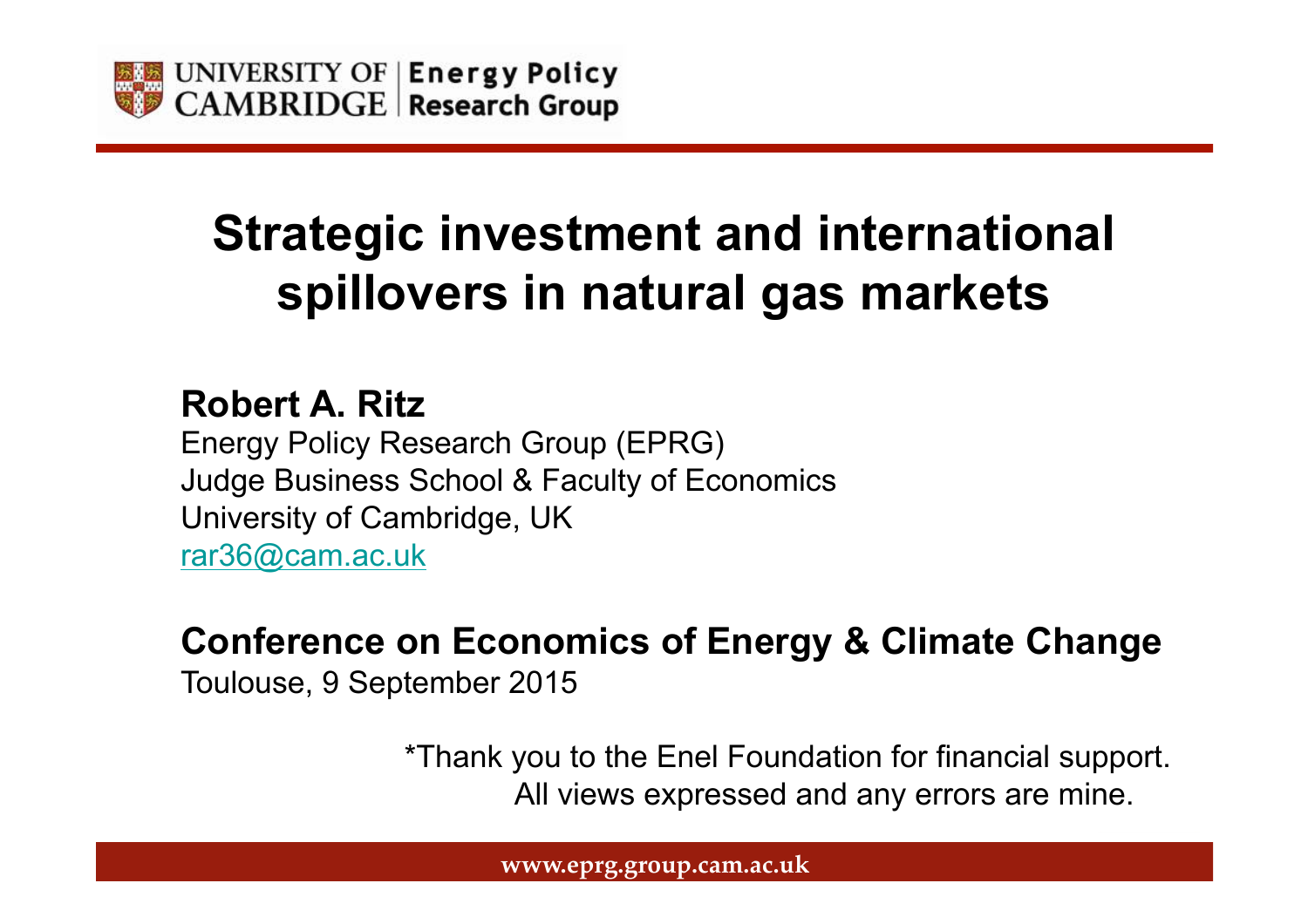UNIVERSITY OF CAMBRIDGE | **Energy Policy Research Group**

# Strategic investment and international spillovers in natural gas markets

**Robert A. Ritz**
Energy Policy Research Group (EPRG)
Judge Business School & Faculty of Economics
University of Cambridge, UK
rar36@cam.ac.uk

**Conference on Economics of Energy & Climate Change**
Toulouse, 9 September 2015

*Thank you to the Enel Foundation for financial support.
All views expressed and any errors are mine.

www.eprg.group.cam.ac.uk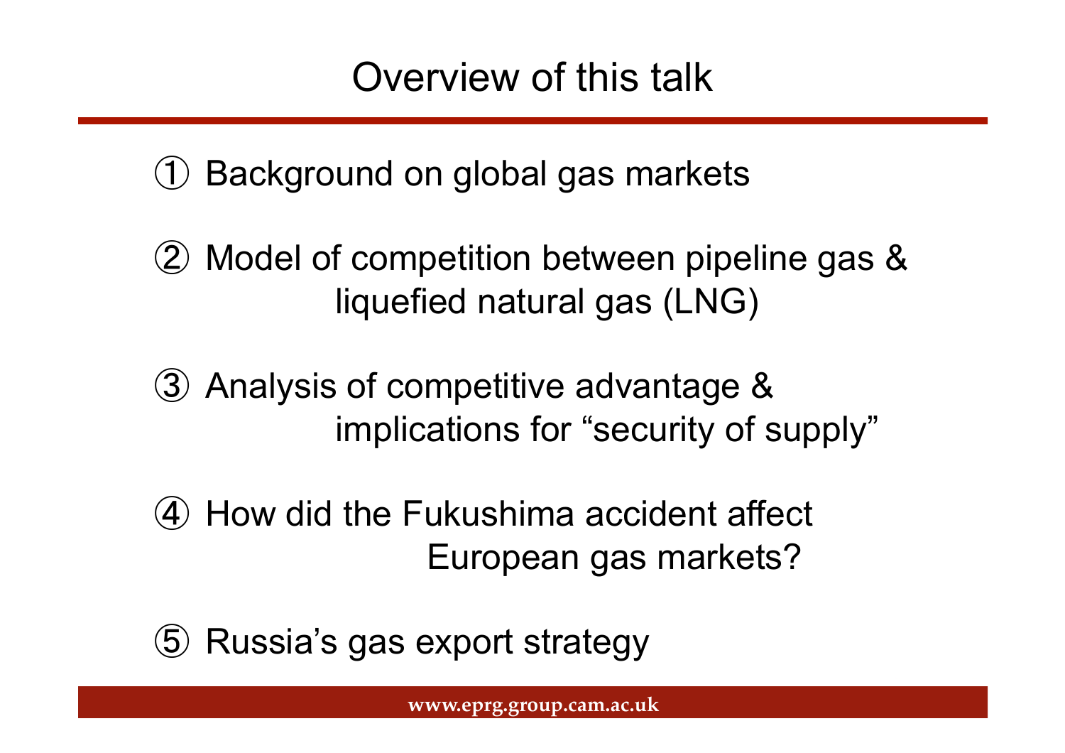# Overview of this talk

① Background on global gas markets

② Model of competition between pipeline gas & liquefied natural gas (LNG)

③ Analysis of competitive advantage & implications for "security of supply"

④ How did the Fukushima accident affect European gas markets?

⑤ Russia's gas export strategy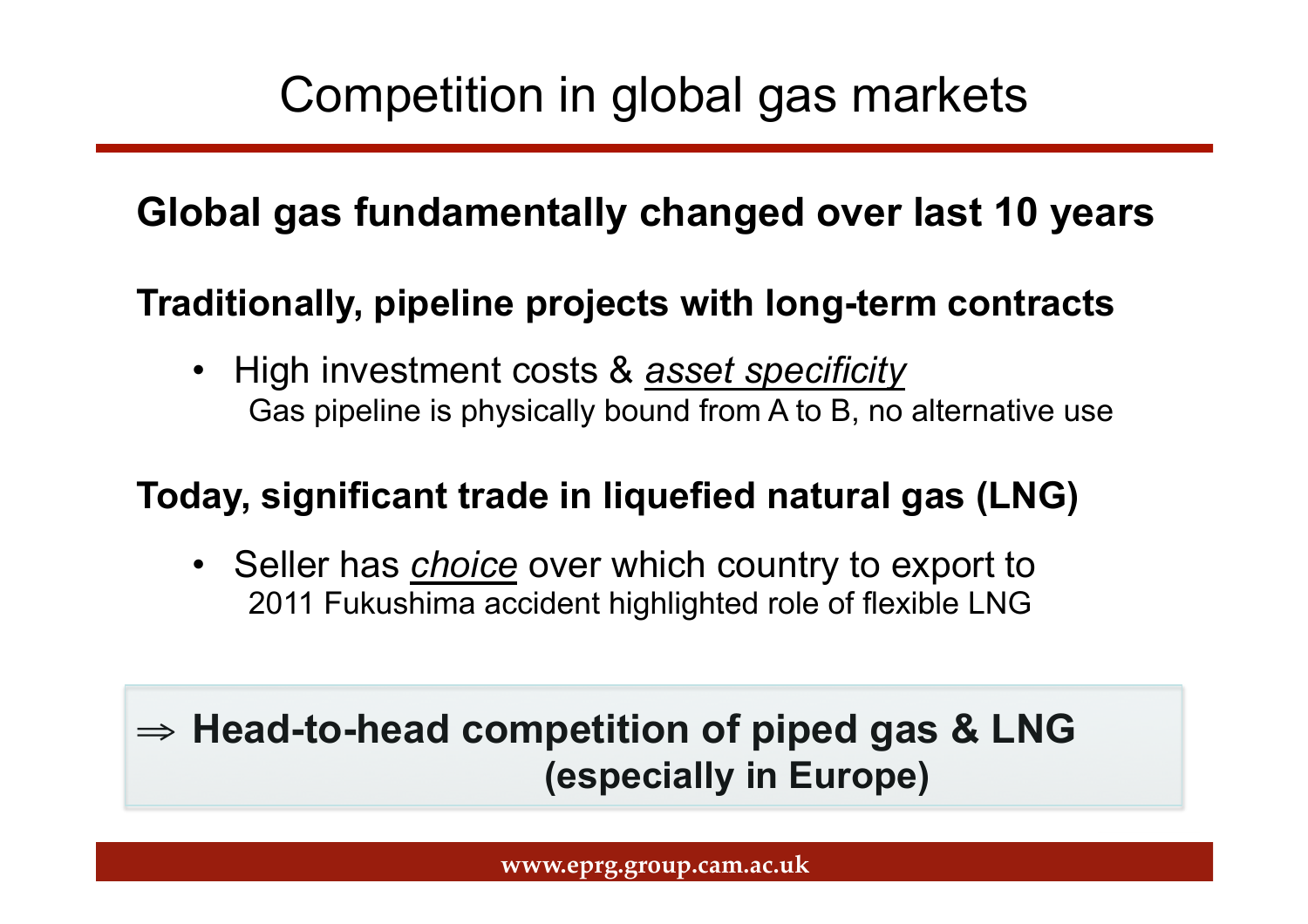# Competition in global gas markets

**Global gas fundamentally changed over last 10 years**

**Traditionally, pipeline projects with long-term contracts**

- High investment costs & *asset specificity*
  Gas pipeline is physically bound from A to B, no alternative use

**Today, significant trade in liquefied natural gas (LNG)**

- Seller has *choice* over which country to export to
  2011 Fukushima accident highlighted role of flexible LNG

$\Rightarrow$ **Head-to-head competition of piped gas & LNG (especially in Europe)**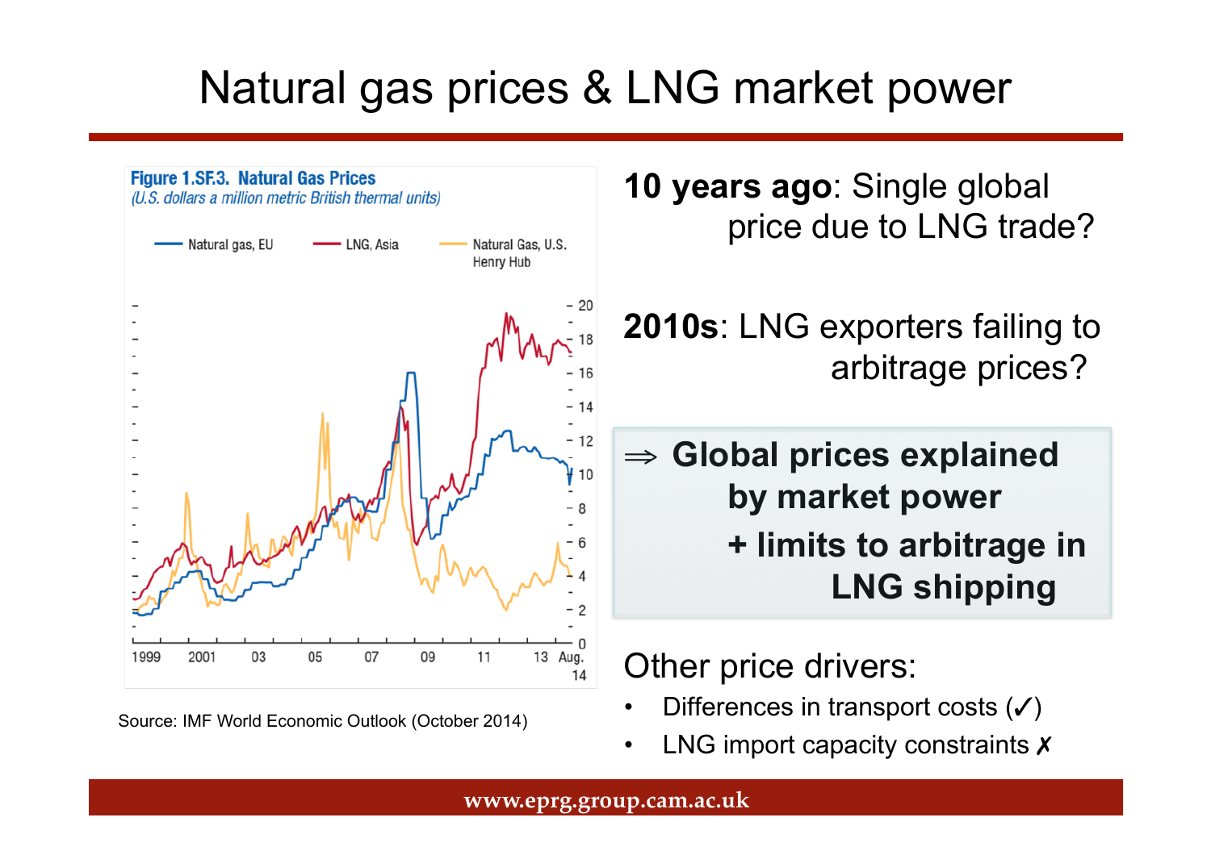# Natural gas prices & LNG market power

**Figure 1.SF.3. Natural Gas Prices**
*(U.S. dollars a million metric British thermal units)*

Natural gas, EU — LNG, Asia — Natural Gas, U.S. Henry Hub

Source: IMF World Economic Outlook (October 2014)

**10 years ago**: Single global price due to LNG trade?

**2010s**: LNG exporters failing to arbitrage prices?

**⇒ Global prices explained by market power + limits to arbitrage in LNG shipping**

Other price drivers:

- Differences in transport costs (✓)
- LNG import capacity constraints ✗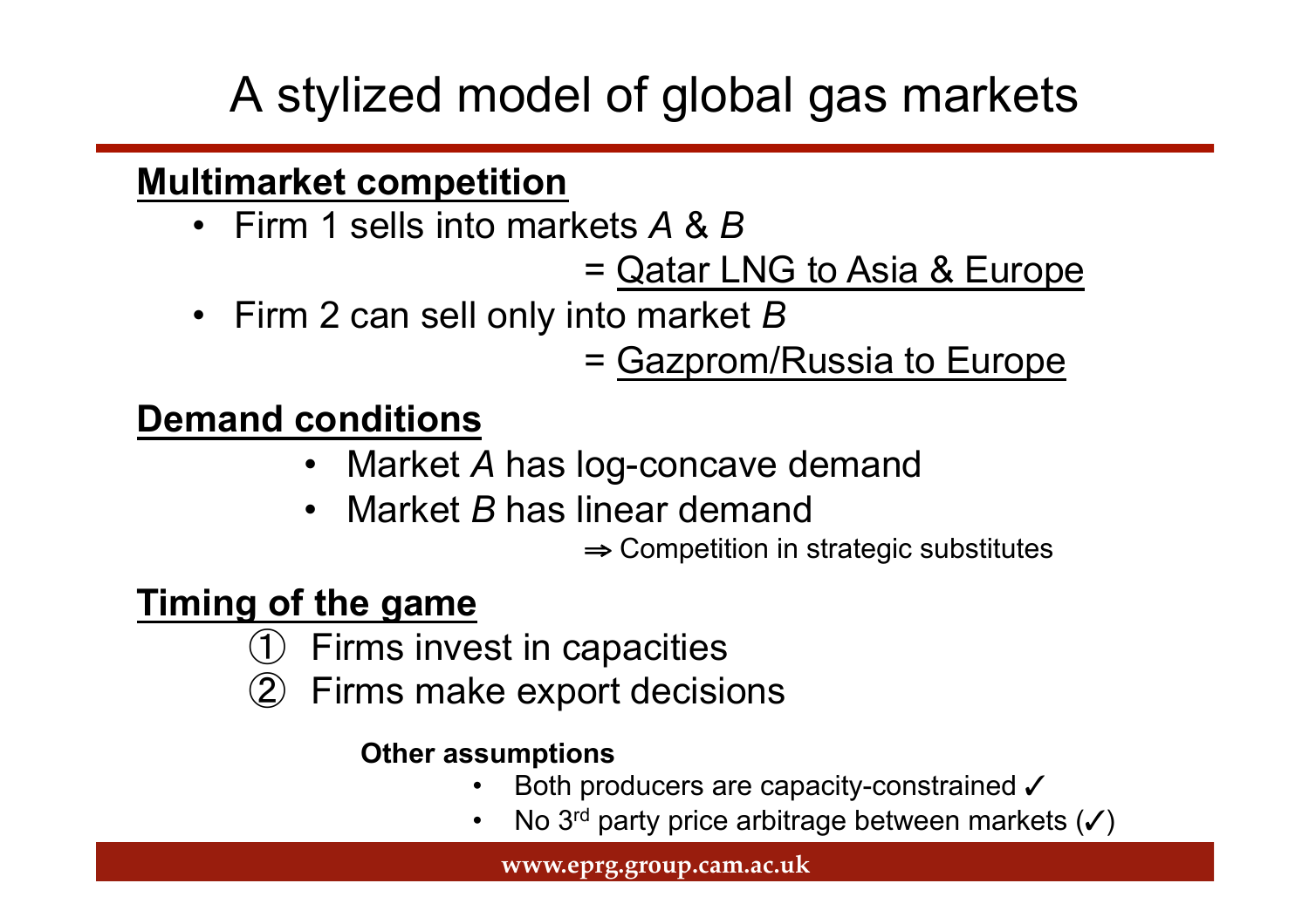# A stylized model of global gas markets

**Multimarket competition**

- Firm 1 sells into markets *A* & *B*

  = Qatar LNG to Asia & Europe

- Firm 2 can sell only into market *B*

  = Gazprom/Russia to Europe

**Demand conditions**

- Market *A* has log-concave demand
- Market *B* has linear demand

⇒ Competition in strategic substitutes

**Timing of the game**

① Firms invest in capacities

② Firms make export decisions

**Other assumptions**

- Both producers are capacity-constrained ✓
- No 3rd party price arbitrage between markets (✓)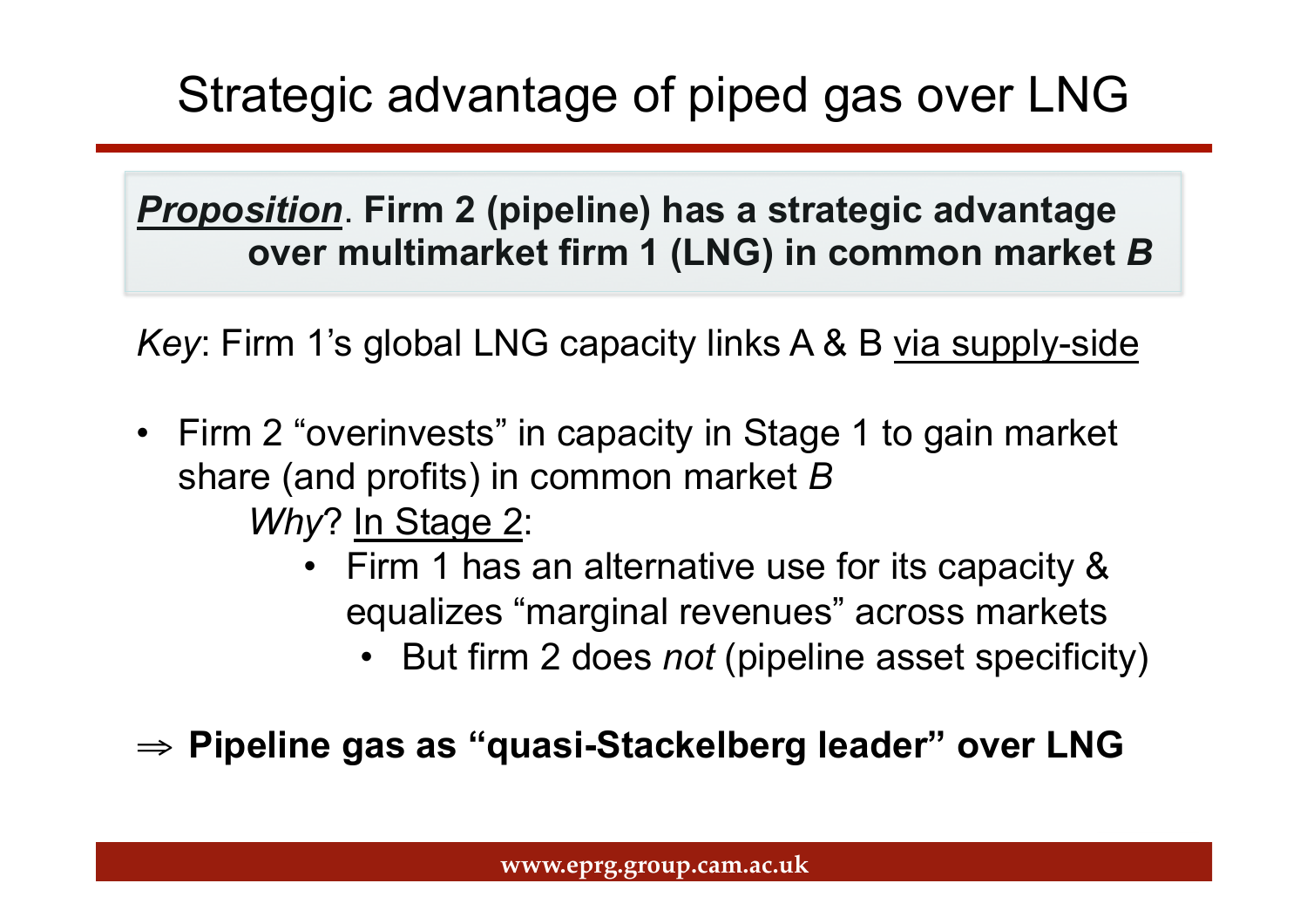# Strategic advantage of piped gas over LNG

***Proposition***. **Firm 2 (pipeline) has a strategic advantage over multimarket firm 1 (LNG) in common market *B***

*Key*: Firm 1's global LNG capacity links A & B <u>via supply-side</u>

- Firm 2 "overinvests" in capacity in Stage 1 to gain market share (and profits) in common market *B*

  *Why*? <u>In Stage 2</u>:

  - Firm 1 has an alternative use for its capacity & equalizes "marginal revenues" across markets
    - But firm 2 does *not* (pipeline asset specificity)

⇒ **Pipeline gas as "quasi-Stackelberg leader" over LNG**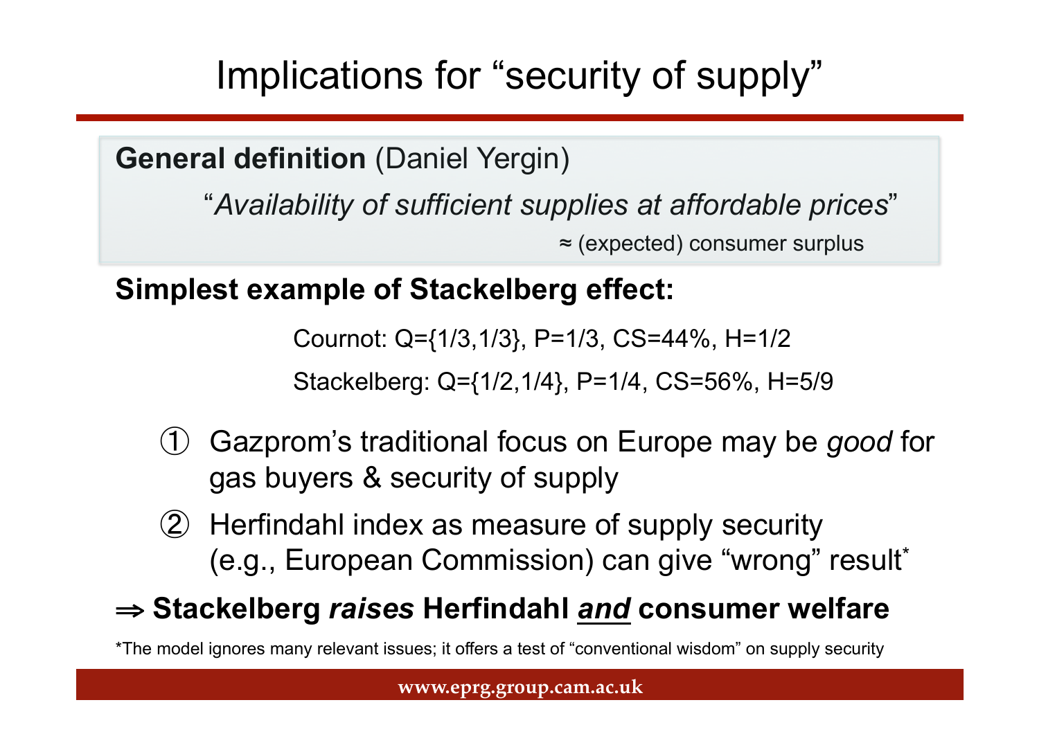# Implications for "security of supply"

**General definition** (Daniel Yergin)

"*Availability of sufficient supplies at affordable prices*"

≈ (expected) consumer surplus

**Simplest example of Stackelberg effect:**

Cournot: Q={1/3,1/3}, P=1/3, CS=44%, H=1/2

Stackelberg: Q={1/2,1/4}, P=1/4, CS=56%, H=5/9

① Gazprom's traditional focus on Europe may be *good* for gas buyers & security of supply

② Herfindahl index as measure of supply security (e.g., European Commission) can give "wrong" result*

⇒ **Stackelberg *raises* Herfindahl *and* consumer welfare**

*The model ignores many relevant issues; it offers a test of "conventional wisdom" on supply security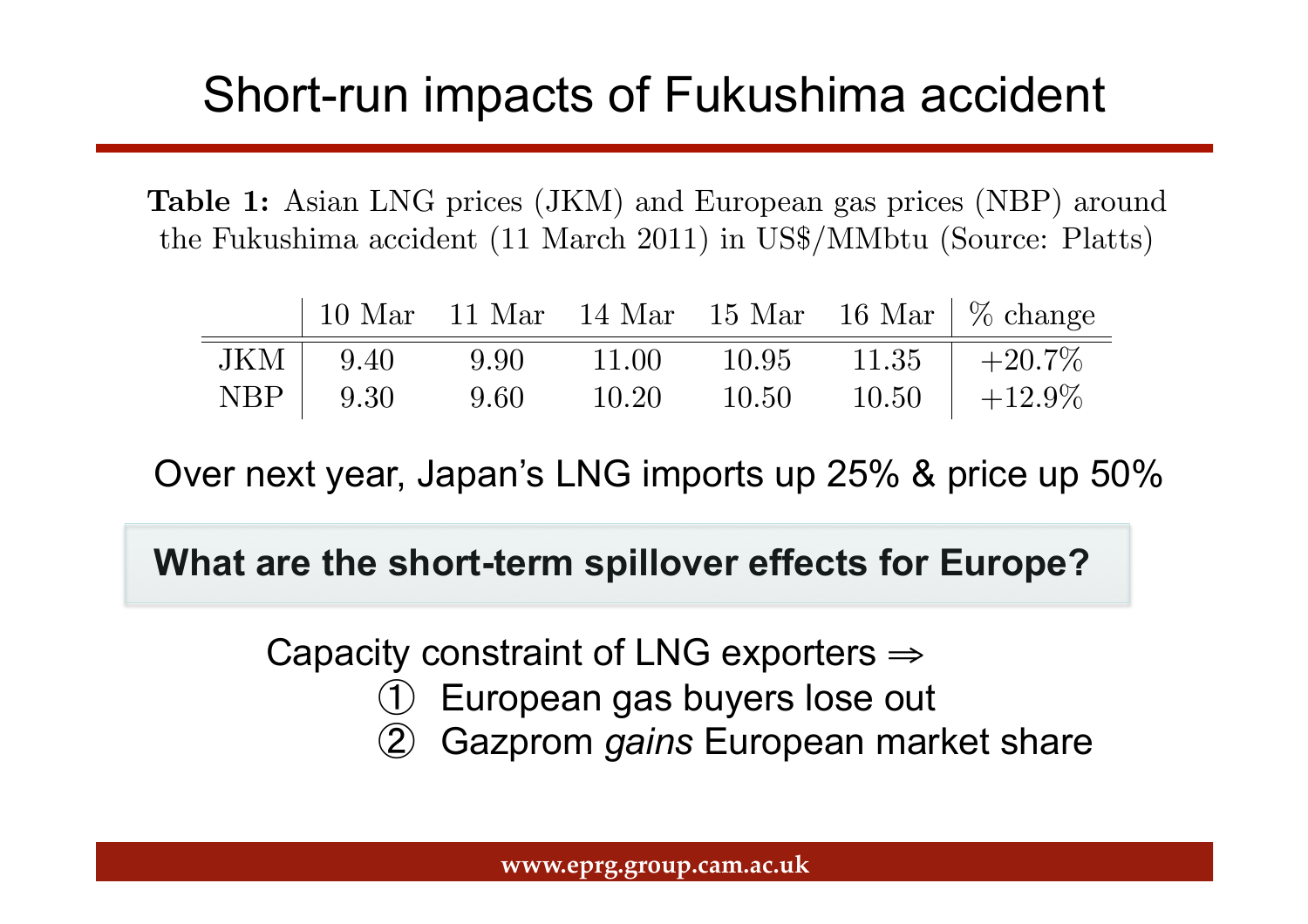# Short-run impacts of Fukushima accident

**Table 1:** Asian LNG prices (JKM) and European gas prices (NBP) around the Fukushima accident (11 March 2011) in US$/MMbtu (Source: Platts)

| | 10 Mar | 11 Mar | 14 Mar | 15 Mar | 16 Mar | % change |
|---|---|---|---|---|---|---|
| JKM | 9.40 | 9.90 | 11.00 | 10.95 | 11.35 | +20.7% |
| NBP | 9.30 | 9.60 | 10.20 | 10.50 | 10.50 | +12.9% |

Over next year, Japan's LNG imports up 25% & price up 50%

**What are the short-term spillover effects for Europe?**

Capacity constraint of LNG exporters ⇒

① European gas buyers lose out

② Gazprom *gains* European market share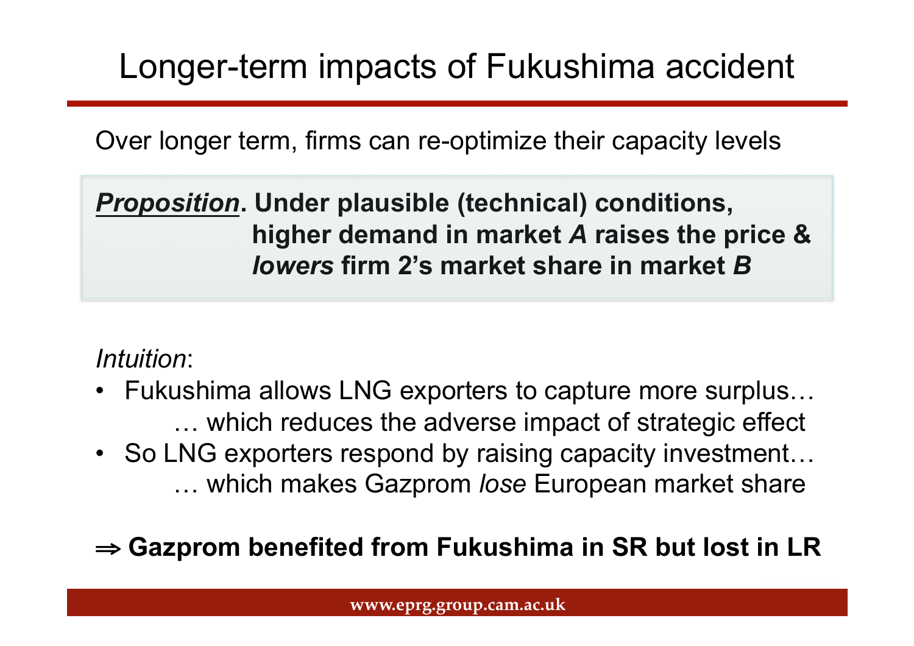# Longer-term impacts of Fukushima accident

Over longer term, firms can re-optimize their capacity levels

> ***Proposition*. Under plausible (technical) conditions, higher demand in market *A* raises the price & *lowers* firm 2's market share in market *B***

*Intuition*:

- Fukushima allows LNG exporters to capture more surplus… … which reduces the adverse impact of strategic effect
- So LNG exporters respond by raising capacity investment… … which makes Gazprom *lose* European market share

**⇒ Gazprom benefited from Fukushima in SR but lost in LR**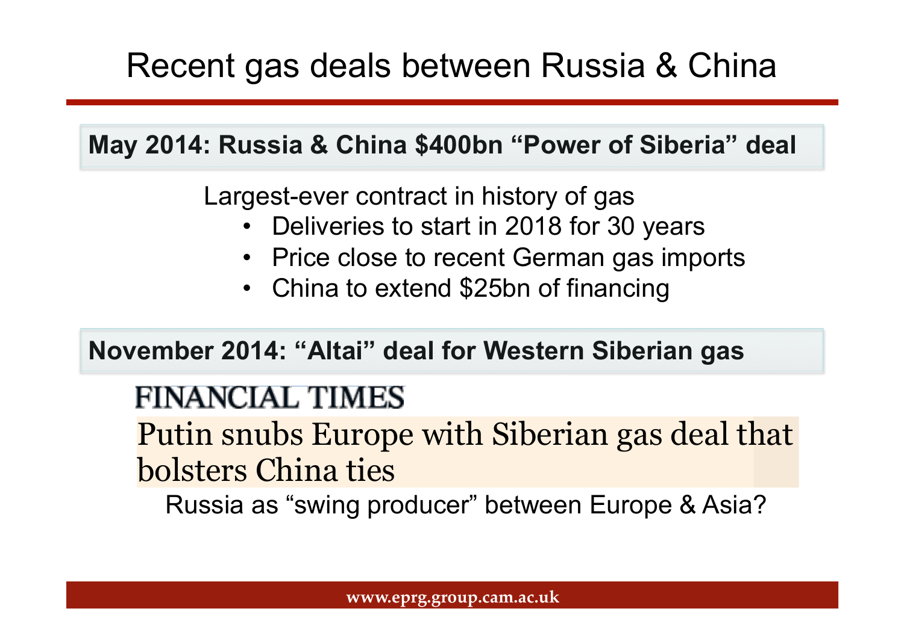# Recent gas deals between Russia & China

**May 2014: Russia & China $400bn "Power of Siberia" deal**

Largest-ever contract in history of gas

- Deliveries to start in 2018 for 30 years
- Price close to recent German gas imports
- China to extend $25bn of financing

**November 2014: "Altai" deal for Western Siberian gas**

FINANCIAL TIMES

Putin snubs Europe with Siberian gas deal that bolsters China ties

Russia as "swing producer" between Europe & Asia?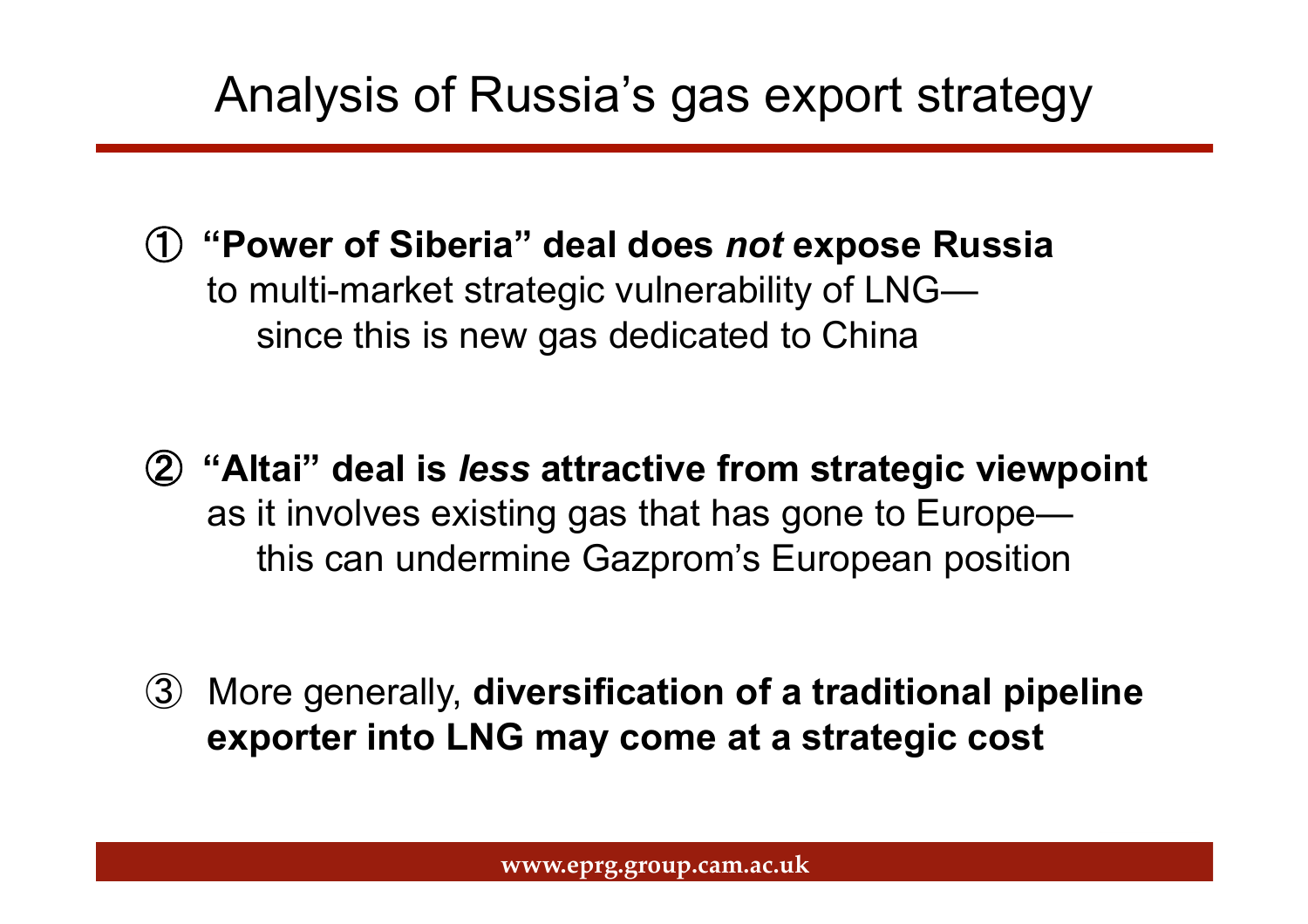# Analysis of Russia's gas export strategy

① **"Power of Siberia" deal does *not* expose Russia** to multi-market strategic vulnerability of LNG— since this is new gas dedicated to China

② **"Altai" deal is *less* attractive from strategic viewpoint** as it involves existing gas that has gone to Europe— this can undermine Gazprom's European position

③ More generally, **diversification of a traditional pipeline exporter into LNG may come at a strategic cost**